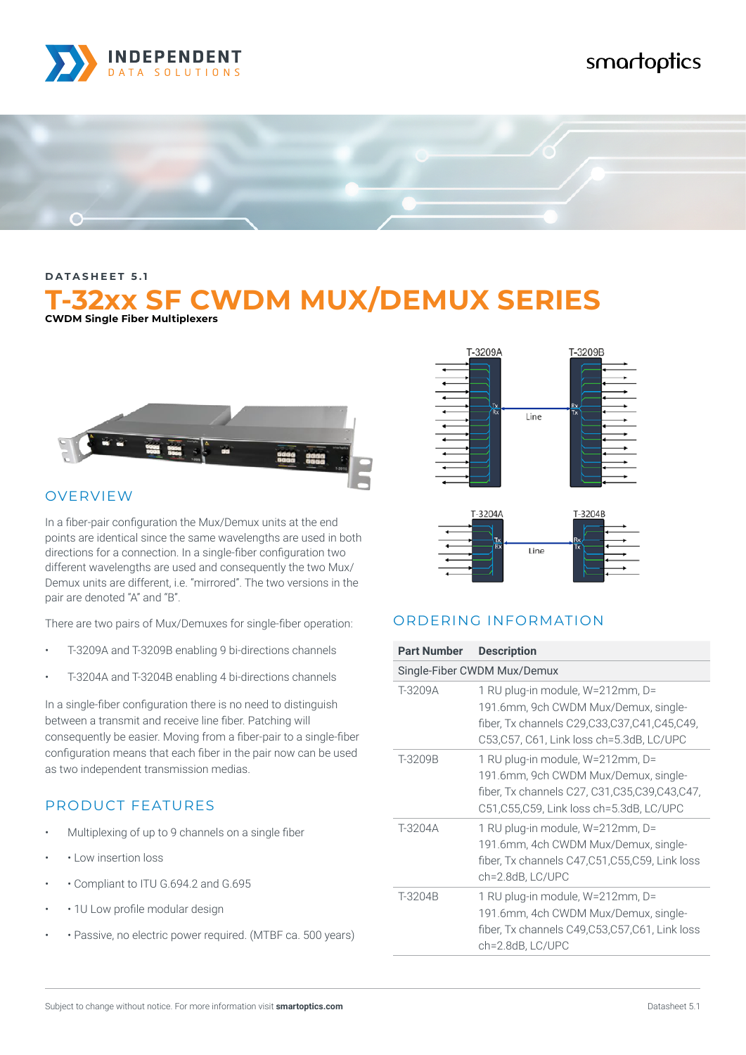DATASHEET 5.1

# T-32xx SF CWDM MUX/DEMUX SERIES

**CWDM Single Fiber Multiplexers**

## OVERVIEW

In a fiber-pair configuration the Mux/Demux units at the end points are identical since the same wavelengths are used in both directions for a connection. In a single-fiber configuration two different wavelengths are used and consequently the two Mux/Demux units are different, i.e. "mirrored". The two versions in the pair are denoted "A" and "B".

There are two pairs of Mux/Demuxes for single-fiber operation:

- T-3209A and T-3209B enabling 9 bi-directions channels
- T-3204A and T-3204B enabling 4 bi-directions channels

In a single-fiber configuration there is no need to distinguish between a transmit and receive line fiber. Patching will consequently be easier. Moving from a fiber-pair to a single-fiber configuration means that each fiber in the pair now can be used as two independent transmission medias.

## PRODUCT FEATURES

- Multiplexing of up to 9 channels on a single fiber
- • Low insertion loss
- • Compliant to ITU G.694.2 and G.695
- • 1U Low profile modular design
- • Passive, no electric power required. (MTBF ca. 500 years)

## ORDERING INFORMATION

| Part Number | Description |
|---|---|
| Single-Fiber CWDM Mux/Demux | |
| T-3209A | 1 RU plug-in module, W=212mm, D= 191.6mm, 9ch CWDM Mux/Demux, single-fiber, Tx channels C29,C33,C37,C41,C45,C49, C53,C57, C61, Link loss ch=5.3dB, LC/UPC |
| T-3209B | 1 RU plug-in module, W=212mm, D= 191.6mm, 9ch CWDM Mux/Demux, single-fiber, Tx channels C27, C31,C35,C39,C43,C47, C51,C55,C59, Link loss ch=5.3dB, LC/UPC |
| T-3204A | 1 RU plug-in module, W=212mm, D= 191.6mm, 4ch CWDM Mux/Demux, single-fiber, Tx channels C47,C51,C55,C59, Link loss ch=2.8dB, LC/UPC |
| T-3204B | 1 RU plug-in module, W=212mm, D= 191.6mm, 4ch CWDM Mux/Demux, single-fiber, Tx channels C49,C53,C57,C61, Link loss ch=2.8dB, LC/UPC |

Subject to change without notice. For more information visit **smartoptics.com**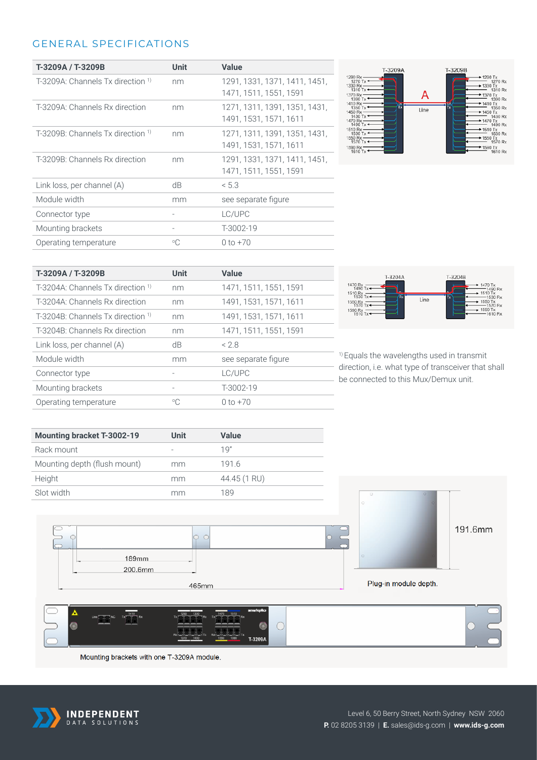## GENERAL SPECIFICATIONS

| T-3209A / T-3209B | Unit | Value |
|---|---|---|
| T-3209A: Channels Tx direction [1] | nm | 1291, 1331, 1371, 1411, 1451, 1471, 1511, 1551, 1591 |
| T-3209A: Channels Rx direction | nm | 1271, 1311, 1391, 1351, 1431, 1491, 1531, 1571, 1611 |
| T-3209B: Channels Tx direction [1] | nm | 1271, 1311, 1391, 1351, 1431, 1491, 1531, 1571, 1611 |
| T-3209B: Channels Rx direction | nm | 1291, 1331, 1371, 1411, 1451, 1471, 1511, 1551, 1591 |
| Link loss, per channel (A) | dB | < 5.3 |
| Module width | mm | see separate figure |
| Connector type | - | LC/UPC |
| Mounting brackets | - | T-3002-19 |
| Operating temperature | °C | 0 to +70 |

T-3209A
T-3209B
1290 Rx
1270 Tx
1330 Rx
1310 Tx
1370 Rx
1390 Tx
1410 Rx
1350 Tx
1450 Rx
1430 Tx
1470 Rx
1490 Tx
1510 Rx
1530 Tx
1550 Rx
1570 Tx
1590 Rx
1610 Tx
A
Line
1290 Tx
1270 Rx
1330 Tx
1310 Rx
1370 Tx
1390 Rx
1410 Tx
1350 Rx
1450 Tx
1430 Rx
1470 Tx
1490 Rx
1510 Tx
1530 Rx
1550 Tx
1570 Rx
1590 Tx
1610 Rx

| T-3209A / T-3209B | Unit | Value |
|---|---|---|
| T-3204A: Channels Tx direction [1] | nm | 1471, 1511, 1551, 1591 |
| T-3204A: Channels Rx direction | nm | 1491, 1531, 1571, 1611 |
| T-3204B: Channels Tx direction [1] | nm | 1491, 1531, 1571, 1611 |
| T-3204B: Channels Rx direction | nm | 1471, 1511, 1551, 1591 |
| Link loss, per channel (A) | dB | < 2.8 |
| Module width | mm | see separate figure |
| Connector type | - | LC/UPC |
| Mounting brackets | - | T-3002-19 |
| Operating temperature | °C | 0 to +70 |

T-3204A
T-3204B
1470 Rx
1490 Tx
1510 Rx
1530 Tx
1550 Rx
1570 Tx
1590 Rx
1610 Tx
Line
1470 Tx
1490 Rx
1510 Tx
1530 Rx
1550 Tx
1570 Rx
1590 Tx
1610 Rx

[1] Equals the wavelengths used in transmit direction, i.e. what type of transceiver that shall be connected to this Mux/Demux unit.

| Mounting bracket T-3002-19 | Unit | Value |
|---|---|---|
| Rack mount | - | 19" |
| Mounting depth (flush mount) | mm | 191.6 |
| Height | mm | 44.45 (1 RU) |
| Slot width | mm | 189 |

189mm
200.6mm
465mm

191.6mm

Plug-in module depth.

Mounting brackets with one T-3209A module.